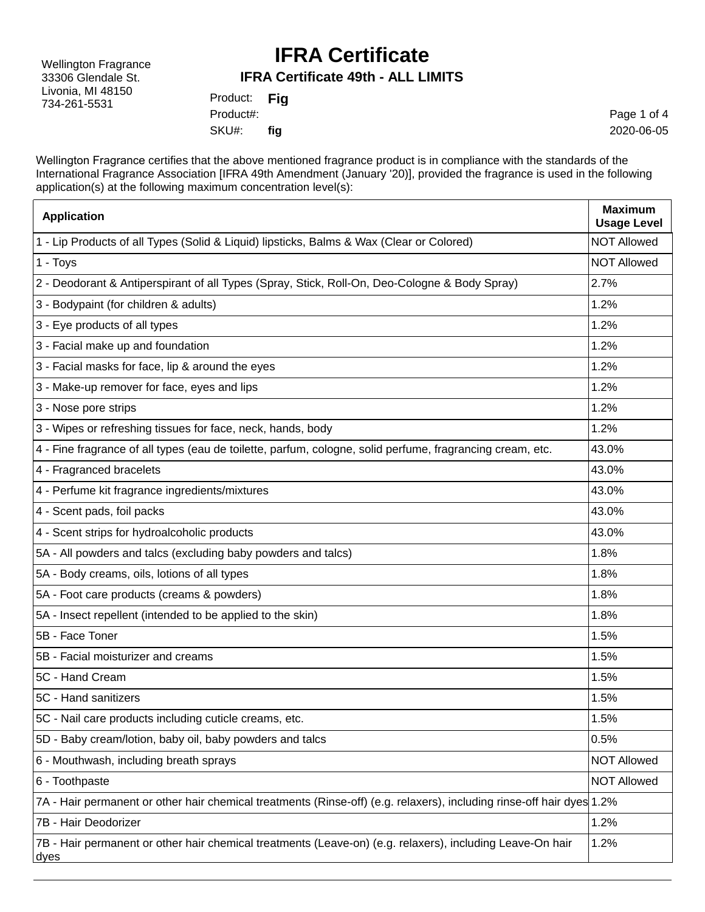Wellington Fragrance
33306 Glendale St.
Livonia, MI 48150
734-261-5531

# IFRA Certificate

## IFRA Certificate 49th - ALL LIMITS

Product: **Fig**
Product#:
SKU#: **fig**

2020-06-05

Wellington Fragrance certifies that the above mentioned fragrance product is in compliance with the standards of the International Fragrance Association [IFRA 49th Amendment (January '20)], provided the fragrance is used in the following application(s) at the following maximum concentration level(s):

| Application | Maximum Usage Level |
|---|---|
| 1 - Lip Products of all Types (Solid & Liquid) lipsticks, Balms & Wax (Clear or Colored) | NOT Allowed |
| 1 - Toys | NOT Allowed |
| 2 - Deodorant & Antiperspirant of all Types (Spray, Stick, Roll-On, Deo-Cologne & Body Spray) | 2.7% |
| 3 - Bodypaint (for children & adults) | 1.2% |
| 3 - Eye products of all types | 1.2% |
| 3 - Facial make up and foundation | 1.2% |
| 3 - Facial masks for face, lip & around the eyes | 1.2% |
| 3 - Make-up remover for face, eyes and lips | 1.2% |
| 3 - Nose pore strips | 1.2% |
| 3 - Wipes or refreshing tissues for face, neck, hands, body | 1.2% |
| 4 - Fine fragrance of all types (eau de toilette, parfum, cologne, solid perfume, fragrancing cream, etc. | 43.0% |
| 4 - Fragranced bracelets | 43.0% |
| 4 - Perfume kit fragrance ingredients/mixtures | 43.0% |
| 4 - Scent pads, foil packs | 43.0% |
| 4 - Scent strips for hydroalcoholic products | 43.0% |
| 5A - All powders and talcs (excluding baby powders and talcs) | 1.8% |
| 5A - Body creams, oils, lotions of all types | 1.8% |
| 5A - Foot care products (creams & powders) | 1.8% |
| 5A - Insect repellent (intended to be applied to the skin) | 1.8% |
| 5B - Face Toner | 1.5% |
| 5B - Facial moisturizer and creams | 1.5% |
| 5C - Hand Cream | 1.5% |
| 5C - Hand sanitizers | 1.5% |
| 5C - Nail care products including cuticle creams, etc. | 1.5% |
| 5D - Baby cream/lotion, baby oil, baby powders and talcs | 0.5% |
| 6 - Mouthwash, including breath sprays | NOT Allowed |
| 6 - Toothpaste | NOT Allowed |
| 7A - Hair permanent or other hair chemical treatments (Rinse-off) (e.g. relaxers), including rinse-off hair dyes | 1.2% |
| 7B - Hair Deodorizer | 1.2% |
| 7B - Hair permanent or other hair chemical treatments (Leave-on) (e.g. relaxers), including Leave-On hair dyes | 1.2% |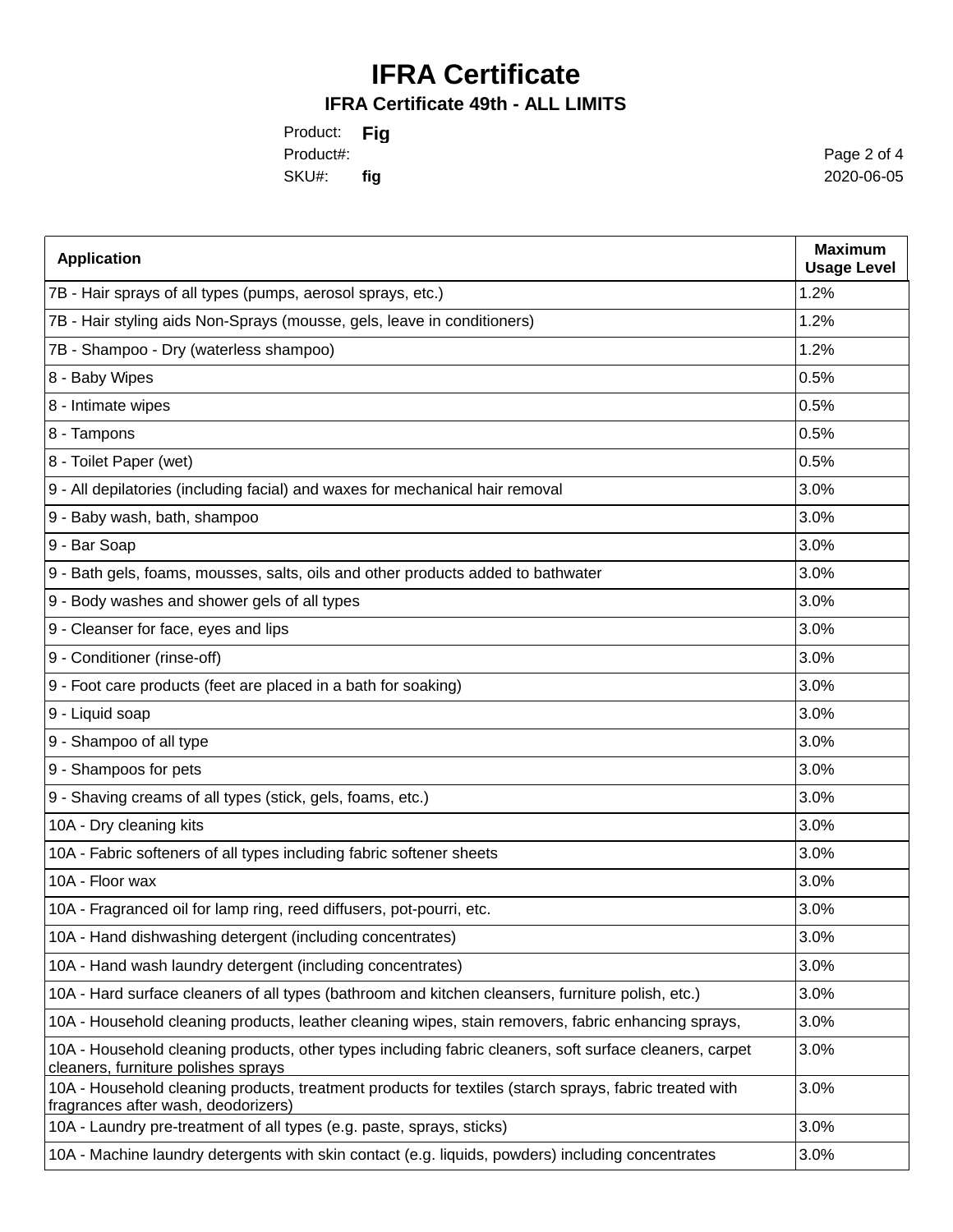# IFRA Certificate

## IFRA Certificate 49th - ALL LIMITS

Product: **Fig**
Product#:
SKU#: **fig**

2020-06-05

| Application | Maximum Usage Level |
|---|---|
| 7B - Hair sprays of all types (pumps, aerosol sprays, etc.) | 1.2% |
| 7B - Hair styling aids Non-Sprays (mousse, gels, leave in conditioners) | 1.2% |
| 7B - Shampoo - Dry (waterless shampoo) | 1.2% |
| 8 - Baby Wipes | 0.5% |
| 8 - Intimate wipes | 0.5% |
| 8 - Tampons | 0.5% |
| 8 - Toilet Paper (wet) | 0.5% |
| 9 - All depilatories (including facial) and waxes for mechanical hair removal | 3.0% |
| 9 - Baby wash, bath, shampoo | 3.0% |
| 9 - Bar Soap | 3.0% |
| 9 - Bath gels, foams, mousses, salts, oils and other products added to bathwater | 3.0% |
| 9 - Body washes and shower gels of all types | 3.0% |
| 9 - Cleanser for face, eyes and lips | 3.0% |
| 9 - Conditioner (rinse-off) | 3.0% |
| 9 - Foot care products (feet are placed in a bath for soaking) | 3.0% |
| 9 - Liquid soap | 3.0% |
| 9 - Shampoo of all type | 3.0% |
| 9 - Shampoos for pets | 3.0% |
| 9 - Shaving creams of all types (stick, gels, foams, etc.) | 3.0% |
| 10A - Dry cleaning kits | 3.0% |
| 10A - Fabric softeners of all types including fabric softener sheets | 3.0% |
| 10A - Floor wax | 3.0% |
| 10A - Fragranced oil for lamp ring, reed diffusers, pot-pourri, etc. | 3.0% |
| 10A - Hand dishwashing detergent (including concentrates) | 3.0% |
| 10A - Hand wash laundry detergent (including concentrates) | 3.0% |
| 10A - Hard surface cleaners of all types (bathroom and kitchen cleansers, furniture polish, etc.) | 3.0% |
| 10A - Household cleaning products, leather cleaning wipes, stain removers, fabric enhancing sprays, | 3.0% |
| 10A - Household cleaning products, other types including fabric cleaners, soft surface cleaners, carpet cleaners, furniture polishes sprays | 3.0% |
| 10A - Household cleaning products, treatment products for textiles (starch sprays, fabric treated with fragrances after wash, deodorizers) | 3.0% |
| 10A - Laundry pre-treatment of all types (e.g. paste, sprays, sticks) | 3.0% |
| 10A - Machine laundry detergents with skin contact (e.g. liquids, powders) including concentrates | 3.0% |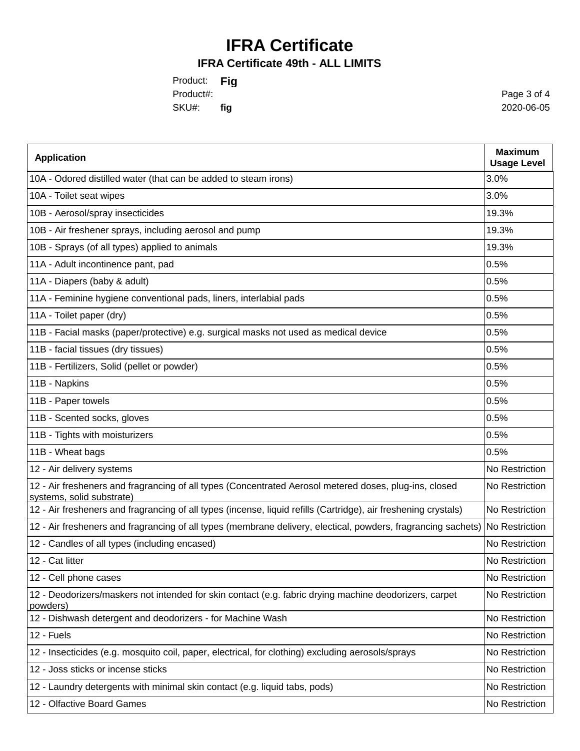# IFRA Certificate

## IFRA Certificate 49th - ALL LIMITS

Product: **Fig**
Product#:
SKU#: **fig**

2020-06-05

| Application | Maximum Usage Level |
|---|---|
| 10A - Odored distilled water (that can be added to steam irons) | 3.0% |
| 10A - Toilet seat wipes | 3.0% |
| 10B - Aerosol/spray insecticides | 19.3% |
| 10B - Air freshener sprays, including aerosol and pump | 19.3% |
| 10B - Sprays (of all types) applied to animals | 19.3% |
| 11A - Adult incontinence pant, pad | 0.5% |
| 11A - Diapers (baby & adult) | 0.5% |
| 11A - Feminine hygiene conventional pads, liners, interlabial pads | 0.5% |
| 11A - Toilet paper (dry) | 0.5% |
| 11B - Facial masks (paper/protective) e.g. surgical masks not used as medical device | 0.5% |
| 11B - facial tissues (dry tissues) | 0.5% |
| 11B - Fertilizers, Solid (pellet or powder) | 0.5% |
| 11B - Napkins | 0.5% |
| 11B - Paper towels | 0.5% |
| 11B - Scented socks, gloves | 0.5% |
| 11B - Tights with moisturizers | 0.5% |
| 11B - Wheat bags | 0.5% |
| 12 - Air delivery systems | No Restriction |
| 12 - Air fresheners and fragrancing of all types (Concentrated Aerosol metered doses, plug-ins, closed systems, solid substrate) | No Restriction |
| 12 - Air fresheners and fragrancing of all types (incense, liquid refills (Cartridge), air freshening crystals) | No Restriction |
| 12 - Air fresheners and fragrancing of all types (membrane delivery, electical, powders, fragrancing sachets) | No Restriction |
| 12 - Candles of all types (including encased) | No Restriction |
| 12 - Cat litter | No Restriction |
| 12 - Cell phone cases | No Restriction |
| 12 - Deodorizers/maskers not intended for skin contact (e.g. fabric drying machine deodorizers, carpet powders) | No Restriction |
| 12 - Dishwash detergent and deodorizers - for Machine Wash | No Restriction |
| 12 - Fuels | No Restriction |
| 12 - Insecticides (e.g. mosquito coil, paper, electrical, for clothing) excluding aerosols/sprays | No Restriction |
| 12 - Joss sticks or incense sticks | No Restriction |
| 12 - Laundry detergents with minimal skin contact (e.g. liquid tabs, pods) | No Restriction |
| 12 - Olfactive Board Games | No Restriction |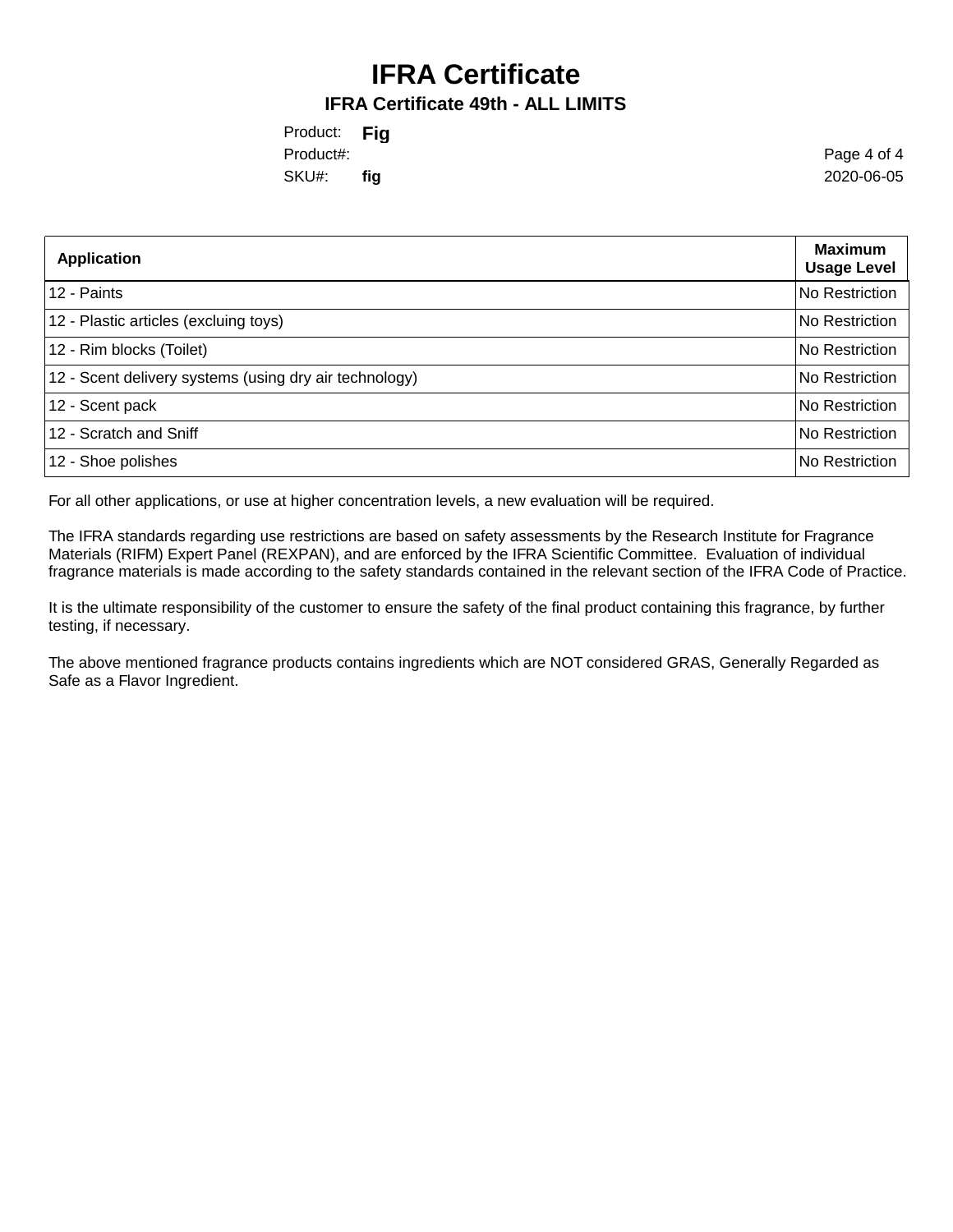# IFRA Certificate

## IFRA Certificate 49th - ALL LIMITS

Product: **Fig**
Product#:
SKU#: **fig**

2020-06-05

| Application | Maximum Usage Level |
|---|---|
| 12 - Paints | No Restriction |
| 12 - Plastic articles (excluing toys) | No Restriction |
| 12 - Rim blocks (Toilet) | No Restriction |
| 12 - Scent delivery systems (using dry air technology) | No Restriction |
| 12 - Scent pack | No Restriction |
| 12 - Scratch and Sniff | No Restriction |
| 12 - Shoe polishes | No Restriction |

For all other applications, or use at higher concentration levels, a new evaluation will be required.

The IFRA standards regarding use restrictions are based on safety assessments by the Research Institute for Fragrance Materials (RIFM) Expert Panel (REXPAN), and are enforced by the IFRA Scientific Committee. Evaluation of individual fragrance materials is made according to the safety standards contained in the relevant section of the IFRA Code of Practice.

It is the ultimate responsibility of the customer to ensure the safety of the final product containing this fragrance, by further testing, if necessary.

The above mentioned fragrance products contains ingredients which are NOT considered GRAS, Generally Regarded as Safe as a Flavor Ingredient.